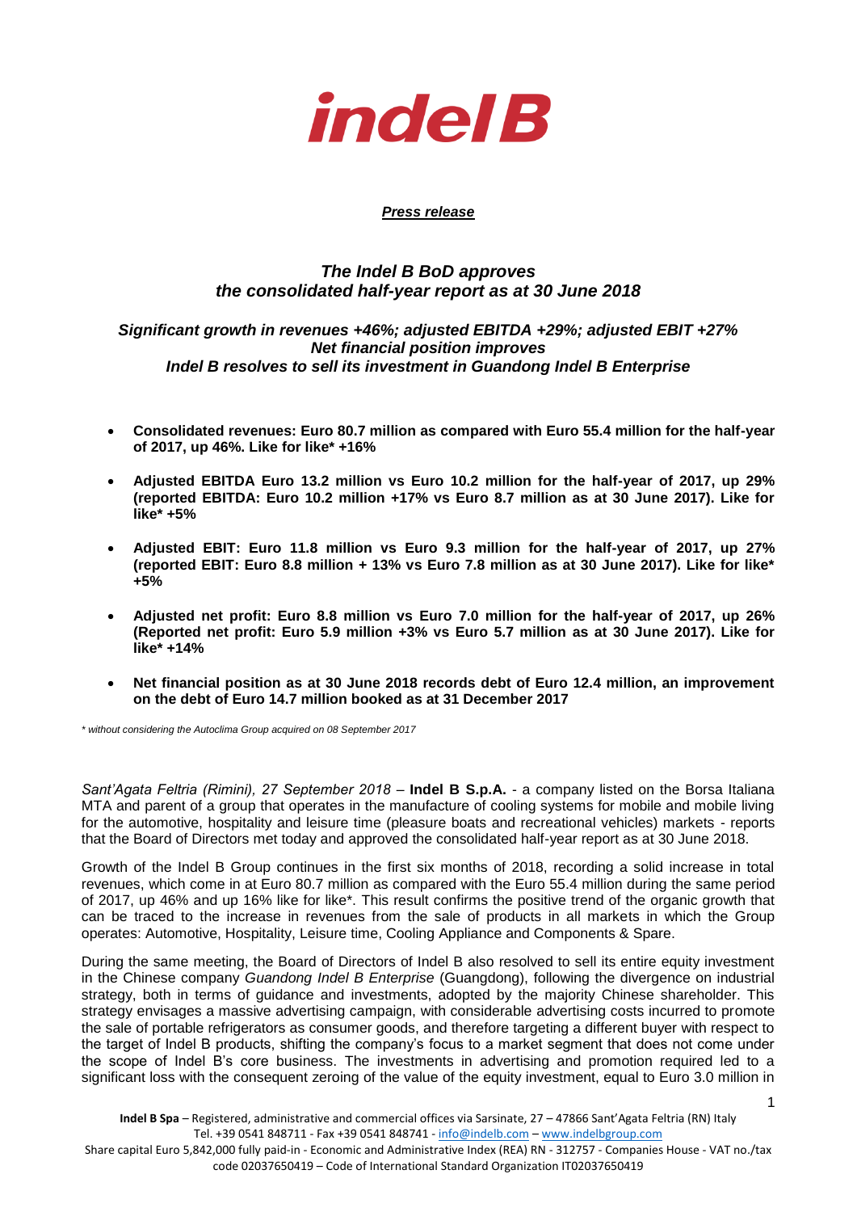# indelB

***Press release***

## *The Indel B BoD approves the consolidated half-year report as at 30 June 2018*

### *Significant growth in revenues +46%; adjusted EBITDA +29%; adjusted EBIT +27%*
### *Net financial position improves*
### *Indel B resolves to sell its investment in Guandong Indel B Enterprise*

- **Consolidated revenues: Euro 80.7 million as compared with Euro 55.4 million for the half-year of 2017, up 46%. Like for like\* +16%**
- **Adjusted EBITDA Euro 13.2 million vs Euro 10.2 million for the half-year of 2017, up 29% (reported EBITDA: Euro 10.2 million +17% vs Euro 8.7 million as at 30 June 2017). Like for like\* +5%**
- **Adjusted EBIT: Euro 11.8 million vs Euro 9.3 million for the half-year of 2017, up 27% (reported EBIT: Euro 8.8 million + 13% vs Euro 7.8 million as at 30 June 2017). Like for like\* +5%**
- **Adjusted net profit: Euro 8.8 million vs Euro 7.0 million for the half-year of 2017, up 26% (Reported net profit: Euro 5.9 million +3% vs Euro 5.7 million as at 30 June 2017). Like for like\* +14%**
- **Net financial position as at 30 June 2018 records debt of Euro 12.4 million, an improvement on the debt of Euro 14.7 million booked as at 31 December 2017**

*\* without considering the Autoclima Group acquired on 08 September 2017*

*Sant'Agata Feltria (Rimini), 27 September 2018* – **Indel B S.p.A.** - a company listed on the Borsa Italiana MTA and parent of a group that operates in the manufacture of cooling systems for mobile and mobile living for the automotive, hospitality and leisure time (pleasure boats and recreational vehicles) markets - reports that the Board of Directors met today and approved the consolidated half-year report as at 30 June 2018.

Growth of the Indel B Group continues in the first six months of 2018, recording a solid increase in total revenues, which come in at Euro 80.7 million as compared with the Euro 55.4 million during the same period of 2017, up 46% and up 16% like for like\*. This result confirms the positive trend of the organic growth that can be traced to the increase in revenues from the sale of products in all markets in which the Group operates: Automotive, Hospitality, Leisure time, Cooling Appliance and Components & Spare.

During the same meeting, the Board of Directors of Indel B also resolved to sell its entire equity investment in the Chinese company *Guandong Indel B Enterprise* (Guangdong), following the divergence on industrial strategy, both in terms of guidance and investments, adopted by the majority Chinese shareholder. This strategy envisages a massive advertising campaign, with considerable advertising costs incurred to promote the sale of portable refrigerators as consumer goods, and therefore targeting a different buyer with respect to the target of Indel B products, shifting the company's focus to a market segment that does not come under the scope of Indel B's core business. The investments in advertising and promotion required led to a significant loss with the consequent zeroing of the value of the equity investment, equal to Euro 3.0 million in

**Indel B Spa** – Registered, administrative and commercial offices via Sarsinate, 27 – 47866 Sant'Agata Feltria (RN) Italy
Tel. +39 0541 848711 - Fax +39 0541 848741 - info@indelb.com – www.indelbgroup.com
Share capital Euro 5,842,000 fully paid-in - Economic and Administrative Index (REA) RN - 312757 - Companies House - VAT no./tax code 02037650419 – Code of International Standard Organization IT02037650419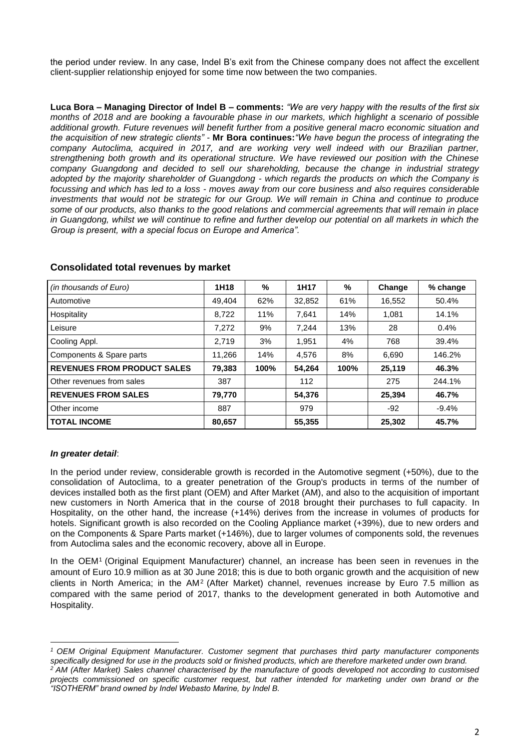the period under review. In any case, Indel B's exit from the Chinese company does not affect the excellent client-supplier relationship enjoyed for some time now between the two companies.

**Luca Bora – Managing Director of Indel B – comments:** *"We are very happy with the results of the first six months of 2018 and are booking a favourable phase in our markets, which highlight a scenario of possible additional growth. Future revenues will benefit further from a positive general macro economic situation and the acquisition of new strategic clients"* - **Mr Bora continues:***"We have begun the process of integrating the company Autoclima, acquired in 2017, and are working very well indeed with our Brazilian partner, strengthening both growth and its operational structure. We have reviewed our position with the Chinese company Guangdong and decided to sell our shareholding, because the change in industrial strategy adopted by the majority shareholder of Guangdong - which regards the products on which the Company is focussing and which has led to a loss - moves away from our core business and also requires considerable investments that would not be strategic for our Group. We will remain in China and continue to produce some of our products, also thanks to the good relations and commercial agreements that will remain in place in Guangdong, whilst we will continue to refine and further develop our potential on all markets in which the Group is present, with a special focus on Europe and America".*

## Consolidated total revenues by market

| *(in thousands of Euro)* | 1H18 | % | 1H17 | % | Change | % change |
|---|---|---|---|---|---|---|
| Automotive | 49,404 | 62% | 32,852 | 61% | 16,552 | 50.4% |
| Hospitality | 8,722 | 11% | 7,641 | 14% | 1,081 | 14.1% |
| Leisure | 7,272 | 9% | 7,244 | 13% | 28 | 0.4% |
| Cooling Appl. | 2,719 | 3% | 1,951 | 4% | 768 | 39.4% |
| Components & Spare parts | 11,266 | 14% | 4,576 | 8% | 6,690 | 146.2% |
| **REVENUES FROM PRODUCT SALES** | **79,383** | **100%** | **54,264** | **100%** | **25,119** | **46.3%** |
| Other revenues from sales | 387 | | 112 | | 275 | 244.1% |
| **REVENUES FROM SALES** | **79,770** | | **54,376** | | **25,394** | **46.7%** |
| Other income | 887 | | 979 | | -92 | -9.4% |
| **TOTAL INCOME** | **80,657** | | **55,355** | | **25,302** | **45.7%** |

***In greater detail***:

In the period under review, considerable growth is recorded in the Automotive segment (+50%), due to the consolidation of Autoclima, to a greater penetration of the Group's products in terms of the number of devices installed both as the first plant (OEM) and After Market (AM), and also to the acquisition of important new customers in North America that in the course of 2018 brought their purchases to full capacity. In Hospitality, on the other hand, the increase (+14%) derives from the increase in volumes of products for hotels. Significant growth is also recorded on the Cooling Appliance market (+39%), due to new orders and on the Components & Spare Parts market (+146%), due to larger volumes of components sold, the revenues from Autoclima sales and the economic recovery, above all in Europe.

In the OEM[1] (Original Equipment Manufacturer) channel, an increase has been seen in revenues in the amount of Euro 10.9 million as at 30 June 2018; this is due to both organic growth and the acquisition of new clients in North America; in the AM[2] (After Market) channel, revenues increase by Euro 7.5 million as compared with the same period of 2017, thanks to the development generated in both Automotive and Hospitality.

*[1] OEM Original Equipment Manufacturer. Customer segment that purchases third party manufacturer components specifically designed for use in the products sold or finished products, which are therefore marketed under own brand.*
*[2] AM (After Market) Sales channel characterised by the manufacture of goods developed not according to customised projects commissioned on specific customer request, but rather intended for marketing under own brand or the "ISOTHERM" brand owned by Indel Webasto Marine, by Indel B.*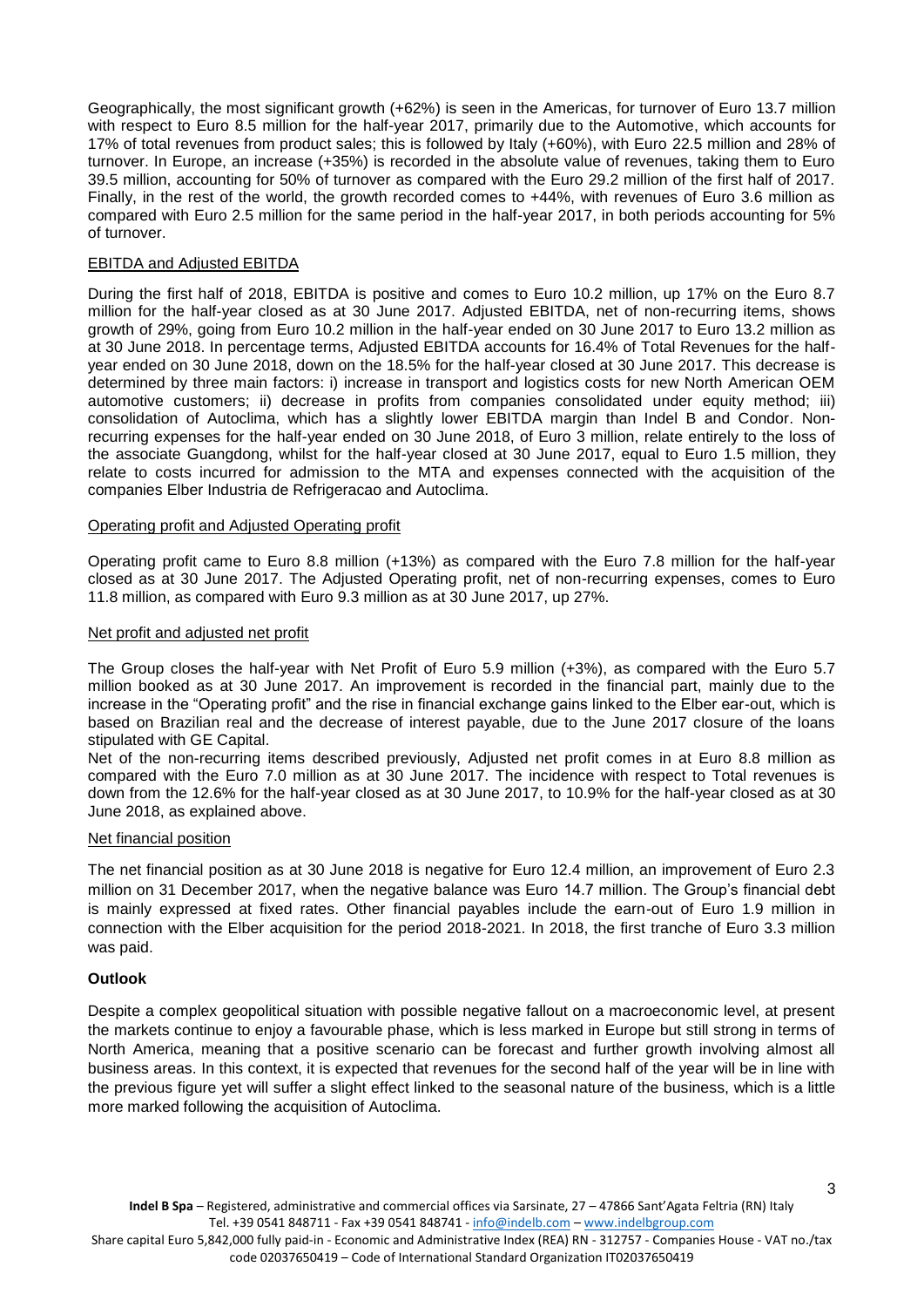Geographically, the most significant growth (+62%) is seen in the Americas, for turnover of Euro 13.7 million with respect to Euro 8.5 million for the half-year 2017, primarily due to the Automotive, which accounts for 17% of total revenues from product sales; this is followed by Italy (+60%), with Euro 22.5 million and 28% of turnover. In Europe, an increase (+35%) is recorded in the absolute value of revenues, taking them to Euro 39.5 million, accounting for 50% of turnover as compared with the Euro 29.2 million of the first half of 2017. Finally, in the rest of the world, the growth recorded comes to +44%, with revenues of Euro 3.6 million as compared with Euro 2.5 million for the same period in the half-year 2017, in both periods accounting for 5% of turnover.

## EBITDA and Adjusted EBITDA

During the first half of 2018, EBITDA is positive and comes to Euro 10.2 million, up 17% on the Euro 8.7 million for the half-year closed as at 30 June 2017. Adjusted EBITDA, net of non-recurring items, shows growth of 29%, going from Euro 10.2 million in the half-year ended on 30 June 2017 to Euro 13.2 million as at 30 June 2018. In percentage terms, Adjusted EBITDA accounts for 16.4% of Total Revenues for the half-year ended on 30 June 2018, down on the 18.5% for the half-year closed at 30 June 2017. This decrease is determined by three main factors: i) increase in transport and logistics costs for new North American OEM automotive customers; ii) decrease in profits from companies consolidated under equity method; iii) consolidation of Autoclima, which has a slightly lower EBITDA margin than Indel B and Condor. Non-recurring expenses for the half-year ended on 30 June 2018, of Euro 3 million, relate entirely to the loss of the associate Guangdong, whilst for the half-year closed at 30 June 2017, equal to Euro 1.5 million, they relate to costs incurred for admission to the MTA and expenses connected with the acquisition of the companies Elber Industria de Refrigeracao and Autoclima.

## Operating profit and Adjusted Operating profit

Operating profit came to Euro 8.8 million (+13%) as compared with the Euro 7.8 million for the half-year closed as at 30 June 2017. The Adjusted Operating profit, net of non-recurring expenses, comes to Euro 11.8 million, as compared with Euro 9.3 million as at 30 June 2017, up 27%.

## Net profit and adjusted net profit

The Group closes the half-year with Net Profit of Euro 5.9 million (+3%), as compared with the Euro 5.7 million booked as at 30 June 2017. An improvement is recorded in the financial part, mainly due to the increase in the "Operating profit" and the rise in financial exchange gains linked to the Elber ear-out, which is based on Brazilian real and the decrease of interest payable, due to the June 2017 closure of the loans stipulated with GE Capital.

Net of the non-recurring items described previously, Adjusted net profit comes in at Euro 8.8 million as compared with the Euro 7.0 million as at 30 June 2017. The incidence with respect to Total revenues is down from the 12.6% for the half-year closed as at 30 June 2017, to 10.9% for the half-year closed as at 30 June 2018, as explained above.

## Net financial position

The net financial position as at 30 June 2018 is negative for Euro 12.4 million, an improvement of Euro 2.3 million on 31 December 2017, when the negative balance was Euro 14.7 million. The Group's financial debt is mainly expressed at fixed rates. Other financial payables include the earn-out of Euro 1.9 million in connection with the Elber acquisition for the period 2018-2021. In 2018, the first tranche of Euro 3.3 million was paid.

## Outlook

Despite a complex geopolitical situation with possible negative fallout on a macroeconomic level, at present the markets continue to enjoy a favourable phase, which is less marked in Europe but still strong in terms of North America, meaning that a positive scenario can be forecast and further growth involving almost all business areas. In this context, it is expected that revenues for the second half of the year will be in line with the previous figure yet will suffer a slight effect linked to the seasonal nature of the business, which is a little more marked following the acquisition of Autoclima.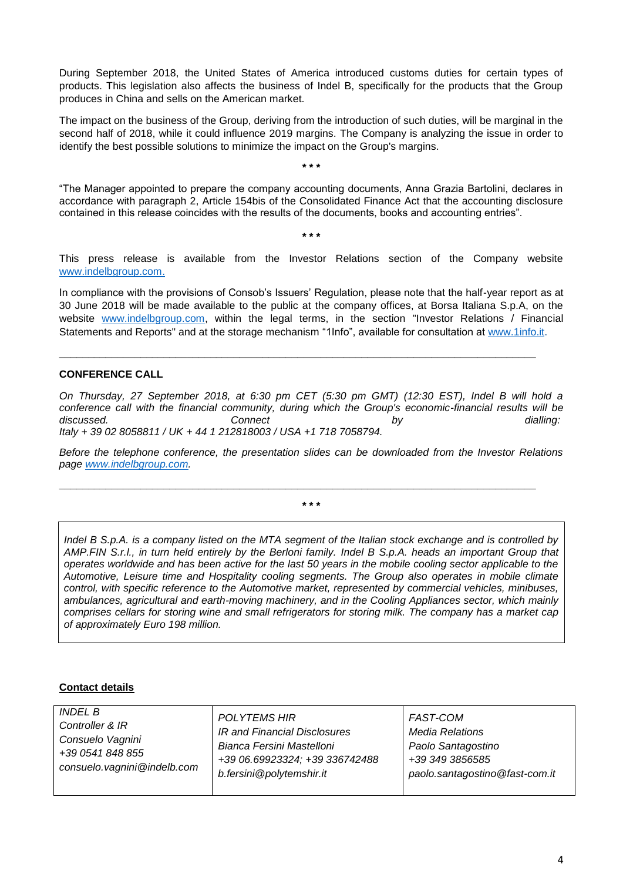During September 2018, the United States of America introduced customs duties for certain types of products. This legislation also affects the business of Indel B, specifically for the products that the Group produces in China and sells on the American market.

The impact on the business of the Group, deriving from the introduction of such duties, will be marginal in the second half of 2018, while it could influence 2019 margins. The Company is analyzing the issue in order to identify the best possible solutions to minimize the impact on the Group's margins.

\* \* \*

"The Manager appointed to prepare the company accounting documents, Anna Grazia Bartolini, declares in accordance with paragraph 2, Article 154bis of the Consolidated Finance Act that the accounting disclosure contained in this release coincides with the results of the documents, books and accounting entries".

\* \* \*

This press release is available from the Investor Relations section of the Company website www.indelbgroup.com.

In compliance with the provisions of Consob's Issuers' Regulation, please note that the half-year report as at 30 June 2018 will be made available to the public at the company offices, at Borsa Italiana S.p.A, on the website www.indelbgroup.com, within the legal terms, in the section "Investor Relations / Financial Statements and Reports" and at the storage mechanism "1Info", available for consultation at www.1info.it.

---

**CONFERENCE CALL**

*On Thursday, 27 September 2018, at 6:30 pm CET (5:30 pm GMT) (12:30 EST), Indel B will hold a conference call with the financial community, during which the Group's economic-financial results will be discussed. Connect by dialling: Italy + 39 02 8058811 / UK + 44 1 212818003 / USA +1 718 7058794.*

*Before the telephone conference, the presentation slides can be downloaded from the Investor Relations page www.indelbgroup.com.*

---

\* \* \*

*Indel B S.p.A. is a company listed on the MTA segment of the Italian stock exchange and is controlled by AMP.FIN S.r.l., in turn held entirely by the Berloni family. Indel B S.p.A. heads an important Group that operates worldwide and has been active for the last 50 years in the mobile cooling sector applicable to the Automotive, Leisure time and Hospitality cooling segments. The Group also operates in mobile climate control, with specific reference to the Automotive market, represented by commercial vehicles, minibuses, ambulances, agricultural and earth-moving machinery, and in the Cooling Appliances sector, which mainly comprises cellars for storing wine and small refrigerators for storing milk. The company has a market cap of approximately Euro 198 million.*

**Contact details**

| *INDEL B*<br>*Controller & IR*<br>*Consuelo Vagnini*<br>*+39 0541 848 855*<br>*consuelo.vagnini@indelb.com* | *POLYTEMS HIR*<br>*IR and Financial Disclosures*<br>*Bianca Fersini Mastelloni*<br>*+39 06.69923324; +39 336742488*<br>*b.fersini@polytemshir.it* | *FAST-COM*<br>*Media Relations*<br>*Paolo Santagostino*<br>*+39 349 3856585*<br>*paolo.santagostino@fast-com.it* |
|---|---|---|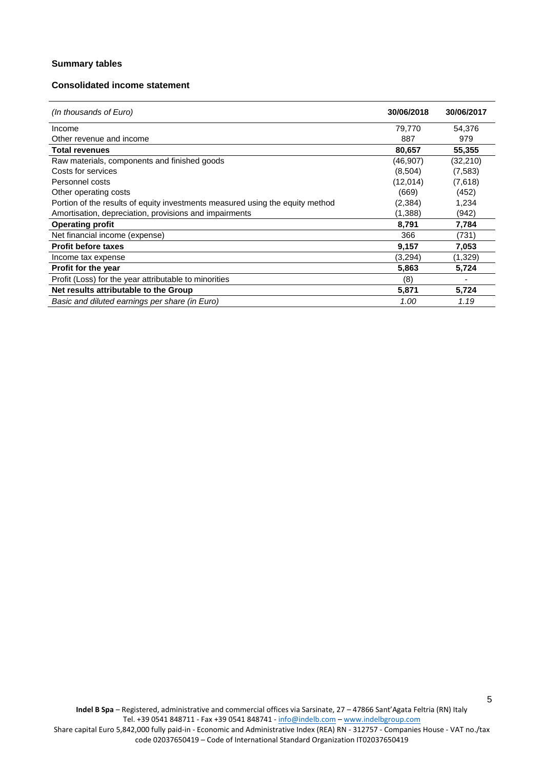### Summary tables

### Consolidated income statement

| *(In thousands of Euro)* | **30/06/2018** | **30/06/2017** |
|---|---|---|
| Income | 79,770 | 54,376 |
| Other revenue and income | 887 | 979 |
| **Total revenues** | **80,657** | **55,355** |
| Raw materials, components and finished goods | (46,907) | (32,210) |
| Costs for services | (8,504) | (7,583) |
| Personnel costs | (12,014) | (7,618) |
| Other operating costs | (669) | (452) |
| Portion of the results of equity investments measured using the equity method | (2,384) | 1,234 |
| Amortisation, depreciation, provisions and impairments | (1,388) | (942) |
| **Operating profit** | **8,791** | **7,784** |
| Net financial income (expense) | 366 | (731) |
| **Profit before taxes** | **9,157** | **7,053** |
| Income tax expense | (3,294) | (1,329) |
| **Profit for the year** | **5,863** | **5,724** |
| Profit (Loss) for the year attributable to minorities | (8) | - |
| **Net results attributable to the Group** | **5,871** | **5,724** |
| *Basic and diluted earnings per share (in Euro)* | *1.00* | *1.19* |

**Indel B Spa** – Registered, administrative and commercial offices via Sarsinate, 27 – 47866 Sant'Agata Feltria (RN) Italy
Tel. +39 0541 848711 - Fax +39 0541 848741 - info@indelb.com – www.indelbgroup.com
Share capital Euro 5,842,000 fully paid-in - Economic and Administrative Index (REA) RN - 312757 - Companies House - VAT no./tax code 02037650419 – Code of International Standard Organization IT02037650419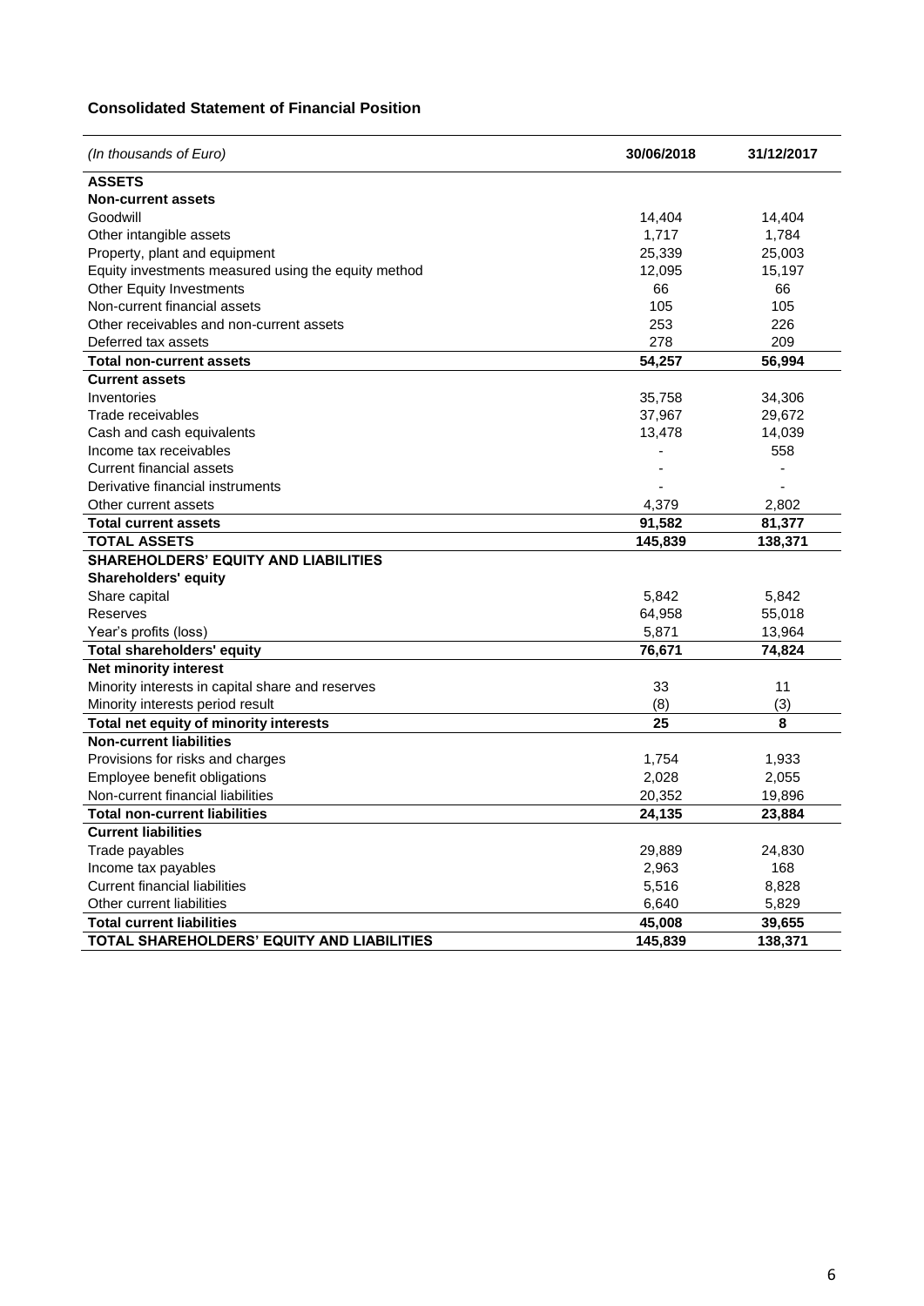### Consolidated Statement of Financial Position

| *(In thousands of Euro)* | **30/06/2018** | **31/12/2017** |
|---|---|---|
| **ASSETS** | | |
| **Non-current assets** | | |
| Goodwill | 14,404 | 14,404 |
| Other intangible assets | 1,717 | 1,784 |
| Property, plant and equipment | 25,339 | 25,003 |
| Equity investments measured using the equity method | 12,095 | 15,197 |
| Other Equity Investments | 66 | 66 |
| Non-current financial assets | 105 | 105 |
| Other receivables and non-current assets | 253 | 226 |
| Deferred tax assets | 278 | 209 |
| **Total non-current assets** | **54,257** | **56,994** |
| **Current assets** | | |
| Inventories | 35,758 | 34,306 |
| Trade receivables | 37,967 | 29,672 |
| Cash and cash equivalents | 13,478 | 14,039 |
| Income tax receivables | - | 558 |
| Current financial assets | - | - |
| Derivative financial instruments | - | - |
| Other current assets | 4,379 | 2,802 |
| **Total current assets** | **91,582** | **81,377** |
| **TOTAL ASSETS** | **145,839** | **138,371** |
| **SHAREHOLDERS' EQUITY AND LIABILITIES** | | |
| **Shareholders' equity** | | |
| Share capital | 5,842 | 5,842 |
| Reserves | 64,958 | 55,018 |
| Year's profits (loss) | 5,871 | 13,964 |
| **Total shareholders' equity** | **76,671** | **74,824** |
| **Net minority interest** | | |
| Minority interests in capital share and reserves | 33 | 11 |
| Minority interests period result | (8) | (3) |
| **Total net equity of minority interests** | **25** | **8** |
| **Non-current liabilities** | | |
| Provisions for risks and charges | 1,754 | 1,933 |
| Employee benefit obligations | 2,028 | 2,055 |
| Non-current financial liabilities | 20,352 | 19,896 |
| **Total non-current liabilities** | **24,135** | **23,884** |
| **Current liabilities** | | |
| Trade payables | 29,889 | 24,830 |
| Income tax payables | 2,963 | 168 |
| Current financial liabilities | 5,516 | 8,828 |
| Other current liabilities | 6,640 | 5,829 |
| **Total current liabilities** | **45,008** | **39,655** |
| **TOTAL SHAREHOLDERS' EQUITY AND LIABILITIES** | **145,839** | **138,371** |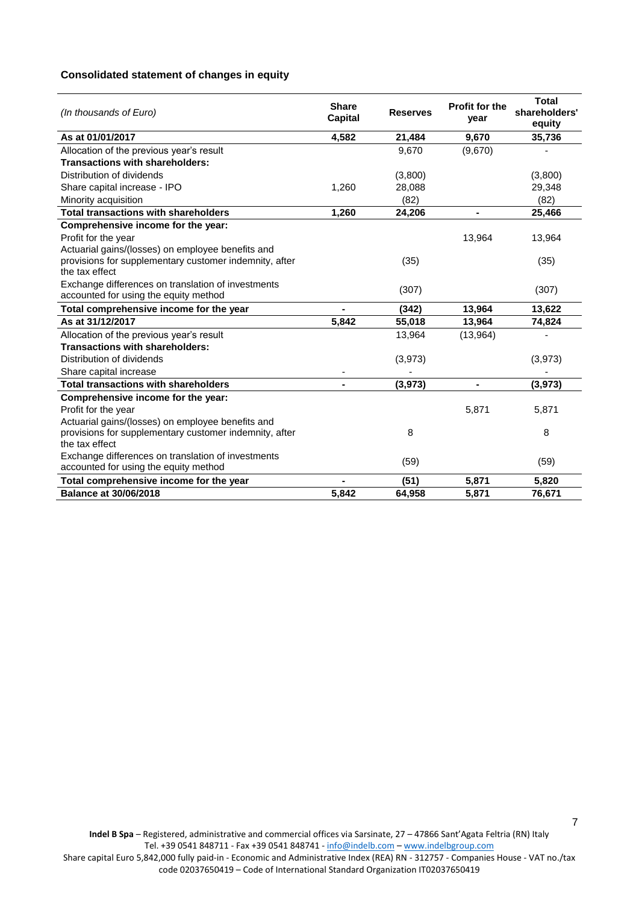### Consolidated statement of changes in equity

| *(In thousands of Euro)* | Share Capital | Reserves | Profit for the year | Total shareholders' equity |
|---|---|---|---|---|
| **As at 01/01/2017** | **4,582** | **21,484** | **9,670** | **35,736** |
| Allocation of the previous year's result | | 9,670 | (9,670) | - |
| **Transactions with shareholders:** | | | | |
| Distribution of dividends | | (3,800) | | (3,800) |
| Share capital increase - IPO | 1,260 | 28,088 | | 29,348 |
| Minority acquisition | | (82) | | (82) |
| **Total transactions with shareholders** | **1,260** | **24,206** | **-** | **25,466** |
| **Comprehensive income for the year:** | | | | |
| Profit for the year | | | 13,964 | 13,964 |
| Actuarial gains/(losses) on employee benefits and provisions for supplementary customer indemnity, after the tax effect | | (35) | | (35) |
| Exchange differences on translation of investments accounted for using the equity method | | (307) | | (307) |
| **Total comprehensive income for the year** | **-** | **(342)** | **13,964** | **13,622** |
| **As at 31/12/2017** | **5,842** | **55,018** | **13,964** | **74,824** |
| Allocation of the previous year's result | | 13,964 | (13,964) | - |
| **Transactions with shareholders:** | | | | |
| Distribution of dividends | | (3,973) | | (3,973) |
| Share capital increase | - | - | | - |
| **Total transactions with shareholders** | **-** | **(3,973)** | **-** | **(3,973)** |
| **Comprehensive income for the year:** | | | | |
| Profit for the year | | | 5,871 | 5,871 |
| Actuarial gains/(losses) on employee benefits and provisions for supplementary customer indemnity, after the tax effect | | 8 | | 8 |
| Exchange differences on translation of investments accounted for using the equity method | | (59) | | (59) |
| **Total comprehensive income for the year** | **-** | **(51)** | **5,871** | **5,820** |
| **Balance at 30/06/2018** | **5,842** | **64,958** | **5,871** | **76,671** |

**Indel B Spa** – Registered, administrative and commercial offices via Sarsinate, 27 – 47866 Sant'Agata Feltria (RN) Italy
Tel. +39 0541 848711 - Fax +39 0541 848741 - info@indelb.com – www.indelbgroup.com
Share capital Euro 5,842,000 fully paid-in - Economic and Administrative Index (REA) RN - 312757 - Companies House - VAT no./tax code 02037650419 – Code of International Standard Organization IT02037650419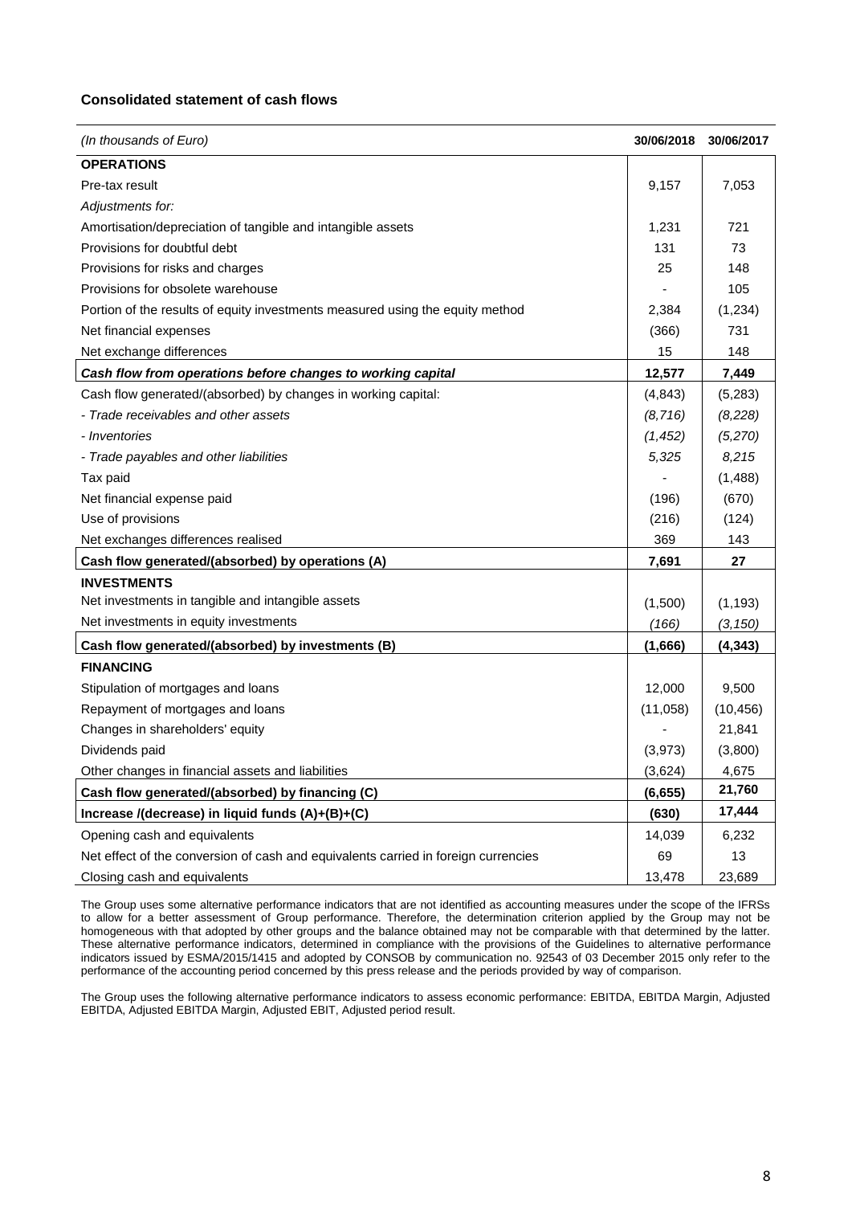**Consolidated statement of cash flows**

| *(In thousands of Euro)* | **30/06/2018** | **30/06/2017** |
|---|---|---|
| **OPERATIONS** | | |
| Pre-tax result | 9,157 | 7,053 |
| *Adjustments for:* | | |
| Amortisation/depreciation of tangible and intangible assets | 1,231 | 721 |
| Provisions for doubtful debt | 131 | 73 |
| Provisions for risks and charges | 25 | 148 |
| Provisions for obsolete warehouse | - | 105 |
| Portion of the results of equity investments measured using the equity method | 2,384 | (1,234) |
| Net financial expenses | (366) | 731 |
| Net exchange differences | 15 | 148 |
| ***Cash flow from operations before changes to working capital*** | **12,577** | **7,449** |
| Cash flow generated/(absorbed) by changes in working capital: | (4,843) | (5,283) |
| *- Trade receivables and other assets* | *(8,716)* | *(8,228)* |
| *- Inventories* | *(1,452)* | *(5,270)* |
| *- Trade payables and other liabilities* | *5,325* | *8,215* |
| Tax paid | - | (1,488) |
| Net financial expense paid | (196) | (670) |
| Use of provisions | (216) | (124) |
| Net exchanges differences realised | 369 | 143 |
| **Cash flow generated/(absorbed) by operations (A)** | **7,691** | **27** |
| **INVESTMENTS** | | |
| Net investments in tangible and intangible assets | (1,500) | (1,193) |
| Net investments in equity investments | *(166)* | *(3,150)* |
| **Cash flow generated/(absorbed) by investments (B)** | **(1,666)** | **(4,343)** |
| **FINANCING** | | |
| Stipulation of mortgages and loans | 12,000 | 9,500 |
| Repayment of mortgages and loans | (11,058) | (10,456) |
| Changes in shareholders' equity | - | 21,841 |
| Dividends paid | (3,973) | (3,800) |
| Other changes in financial assets and liabilities | (3,624) | 4,675 |
| **Cash flow generated/(absorbed) by financing (C)** | **(6,655)** | **21,760** |
| **Increase /(decrease) in liquid funds (A)+(B)+(C)** | **(630)** | **17,444** |
| Opening cash and equivalents | 14,039 | 6,232 |
| Net effect of the conversion of cash and equivalents carried in foreign currencies | 69 | 13 |
| Closing cash and equivalents | 13,478 | 23,689 |

The Group uses some alternative performance indicators that are not identified as accounting measures under the scope of the IFRSs to allow for a better assessment of Group performance. Therefore, the determination criterion applied by the Group may not be homogeneous with that adopted by other groups and the balance obtained may not be comparable with that determined by the latter. These alternative performance indicators, determined in compliance with the provisions of the Guidelines to alternative performance indicators issued by ESMA/2015/1415 and adopted by CONSOB by communication no. 92543 of 03 December 2015 only refer to the performance of the accounting period concerned by this press release and the periods provided by way of comparison.

The Group uses the following alternative performance indicators to assess economic performance: EBITDA, EBITDA Margin, Adjusted EBITDA, Adjusted EBITDA Margin, Adjusted EBIT, Adjusted period result.